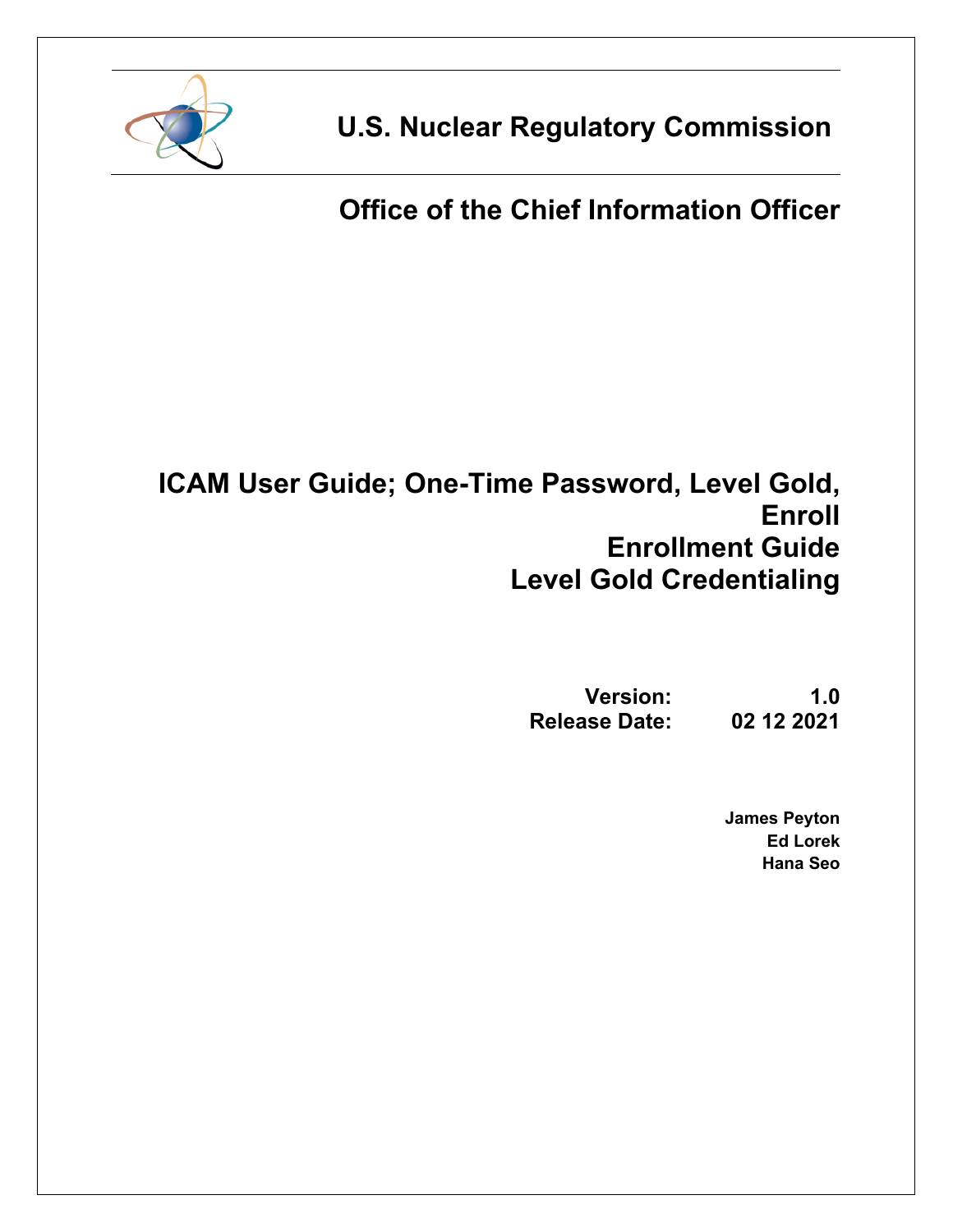# U.S. Nuclear Regulatory Commission

## Office of the Chief Information Officer

# ICAM User Guide; One-Time Password, Level Gold, Enroll
# Enrollment Guide
# Level Gold Credentialing

**Version:** 1.0
**Release Date:** 02 12 2021

**James Peyton**
**Ed Lorek**
**Hana Seo**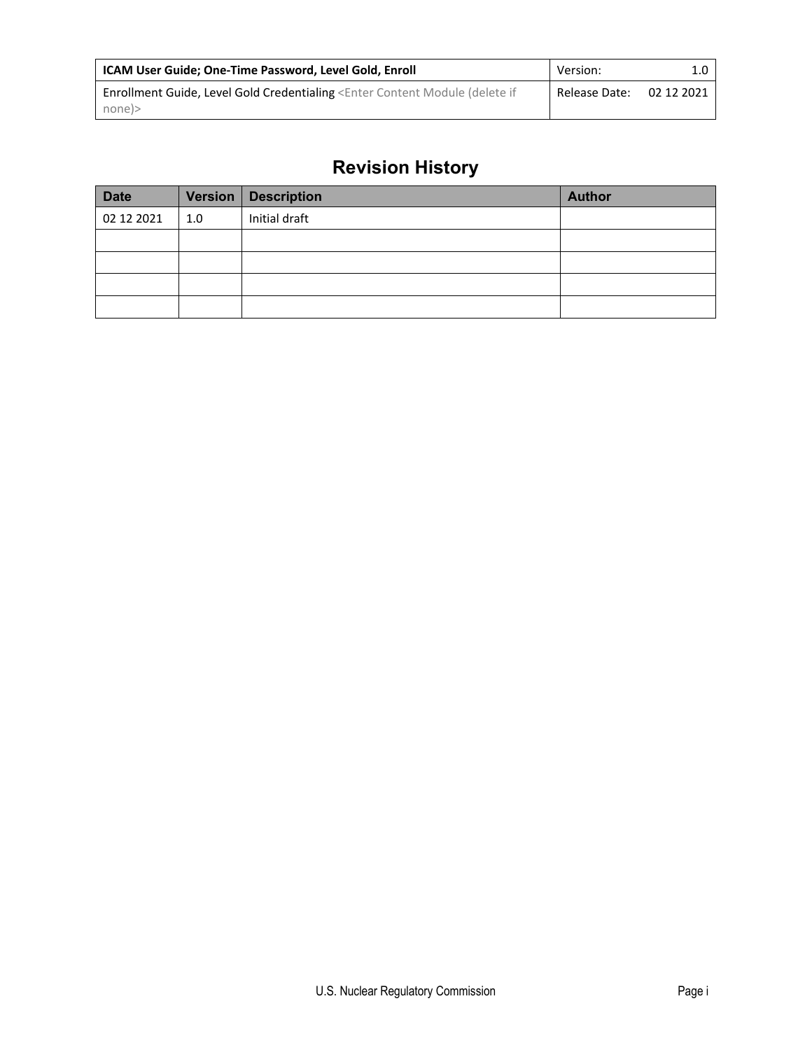# Revision History

| Date | Version | Description | Author |
| --- | --- | --- | --- |
| 02 12 2021 | 1.0 | Initial draft | |
| | | | |
| | | | |
| | | | |
| | | | |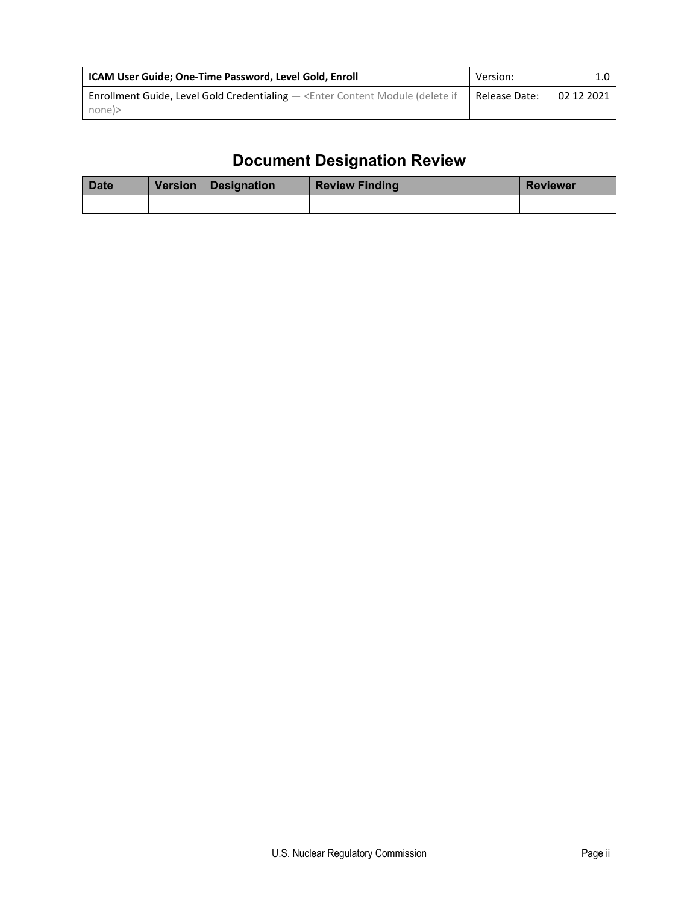# Document Designation Review

| Date | Version | Designation | Review Finding | Reviewer |
| --- | --- | --- | --- | --- |
| | | | | |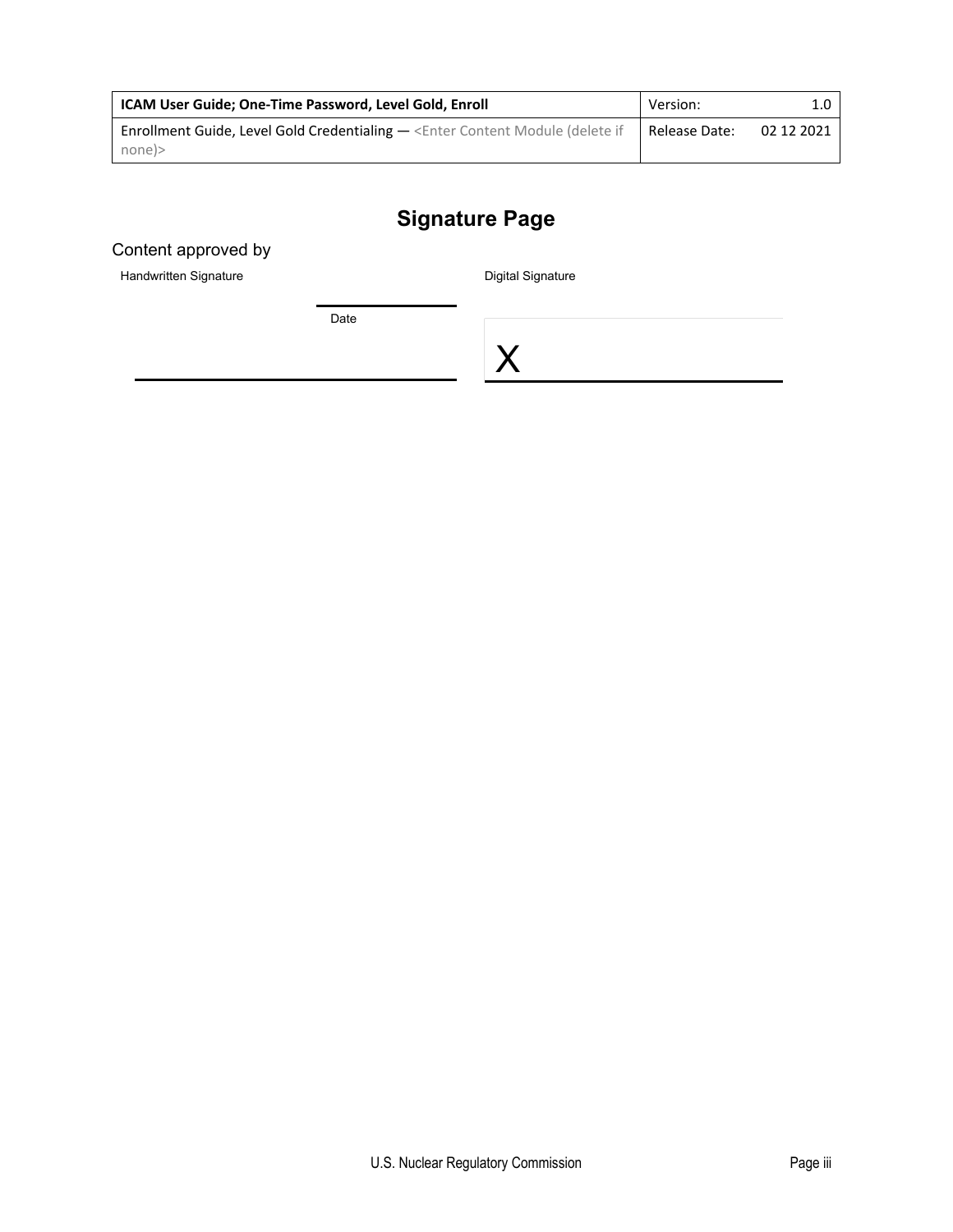# Signature Page

Content approved by

Handwritten Signature

Date

Digital Signature

X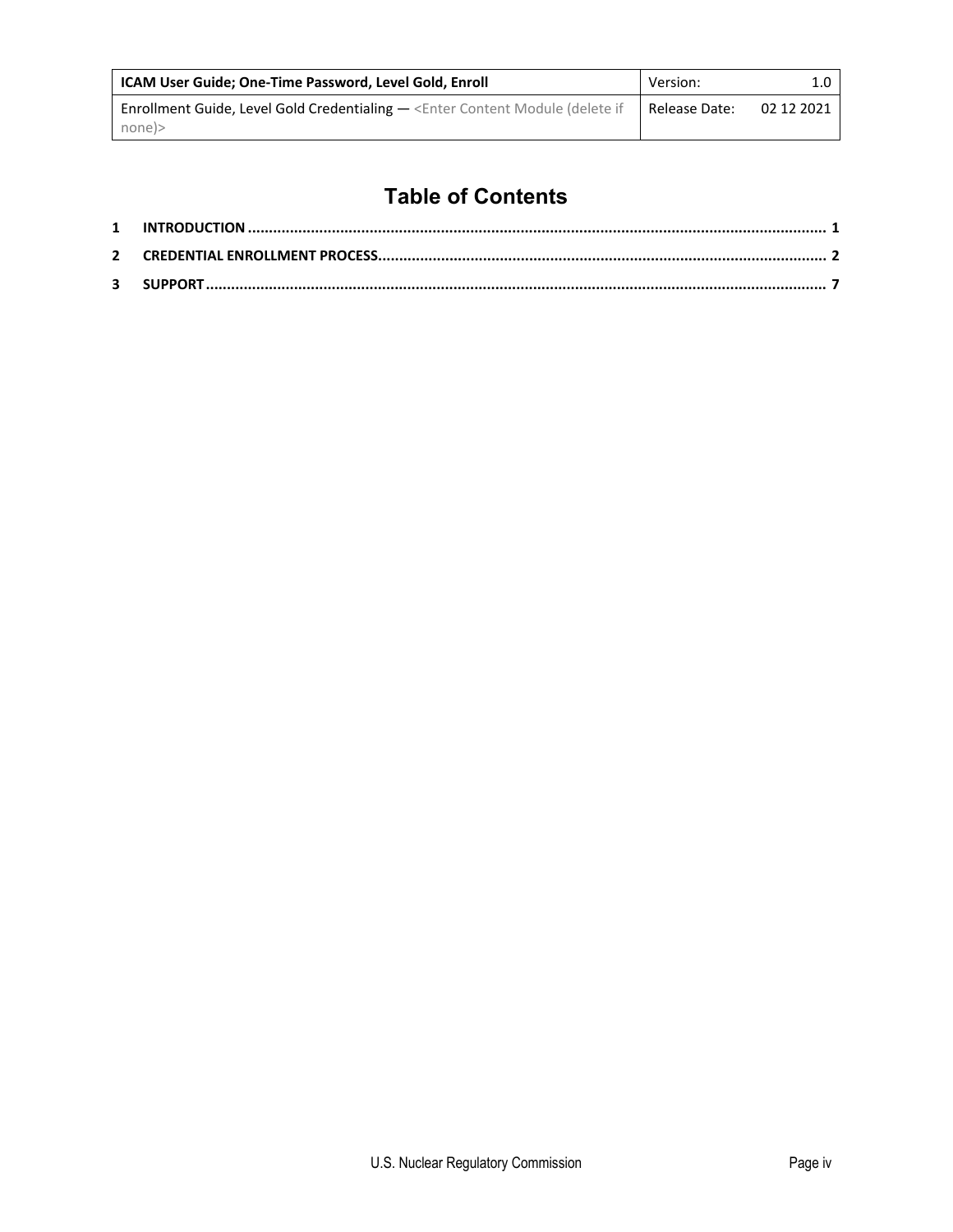# Table of Contents

1 INTRODUCTION .......................................................................................................................................... 1

2 CREDENTIAL ENROLLMENT PROCESS........................................................................................................... 2

3 SUPPORT ................................................................................................................................................... 7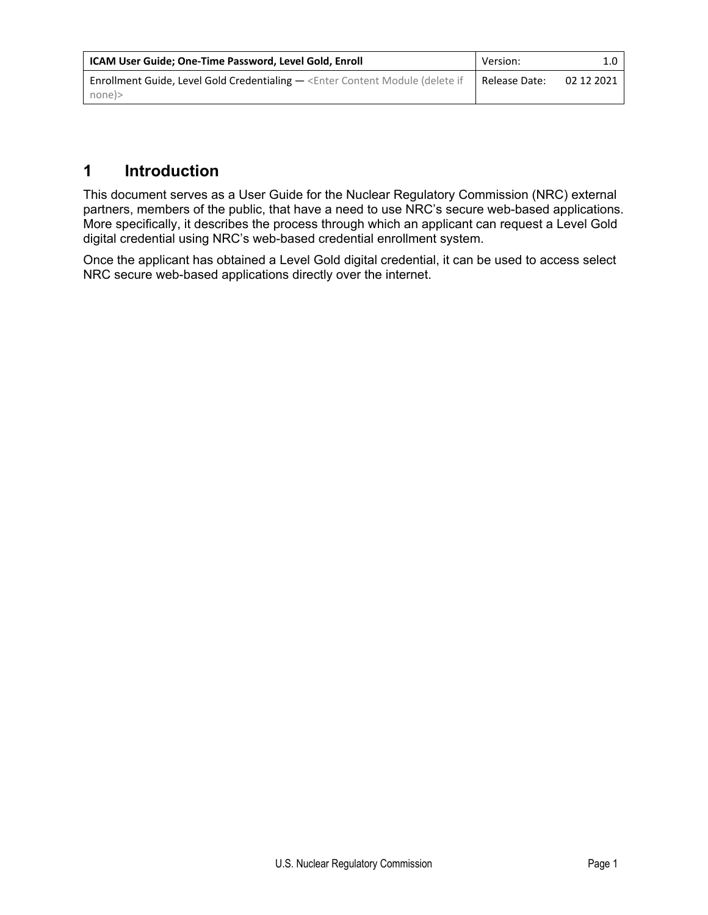# 1 Introduction

This document serves as a User Guide for the Nuclear Regulatory Commission (NRC) external partners, members of the public, that have a need to use NRC's secure web-based applications. More specifically, it describes the process through which an applicant can request a Level Gold digital credential using NRC's web-based credential enrollment system.

Once the applicant has obtained a Level Gold digital credential, it can be used to access select NRC secure web-based applications directly over the internet.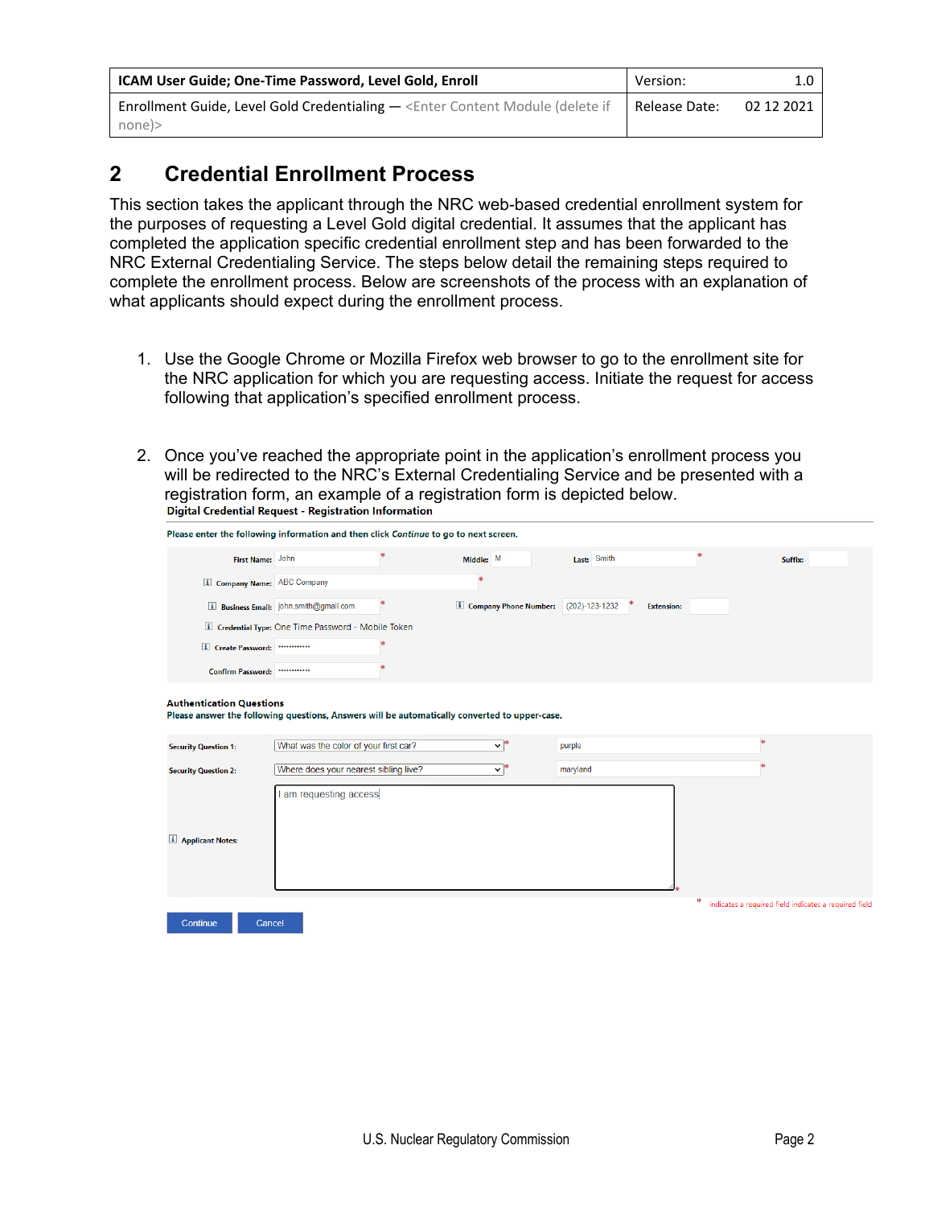## 2 Credential Enrollment Process

This section takes the applicant through the NRC web-based credential enrollment system for the purposes of requesting a Level Gold digital credential. It assumes that the applicant has completed the application specific credential enrollment step and has been forwarded to the NRC External Credentialing Service. The steps below detail the remaining steps required to complete the enrollment process. Below are screenshots of the process with an explanation of what applicants should expect during the enrollment process.

1. Use the Google Chrome or Mozilla Firefox web browser to go to the enrollment site for the NRC application for which you are requesting access. Initiate the request for access following that application's specified enrollment process.

2. Once you've reached the appropriate point in the application's enrollment process you will be redirected to the NRC's External Credentialing Service and be presented with a registration form, an example of a registration form is depicted below.

**Digital Credential Request - Registration Information**

Please enter the following information and then click *Continue* to go to next screen.

First Name: John * Middle: M Last: Smith * Suffix:

Company Name: ABC Company *

Business Email: john.smith@gmail.com * Company Phone Number: (202)-123-1232 * Extension:

Credential Type: One Time Password - Mobile Token

Create Password: •••••••••••• *

Confirm Password: •••••••••••• *

**Authentication Questions**

Please answer the following questions, Answers will be automatically converted to upper-case.

Security Question 1: What was the color of your first car? * purple *

Security Question 2: Where does your nearest sibling live? * maryland *

Applicant Notes: I am requesting access *

* indicates a required field indicates a required field

Continue Cancel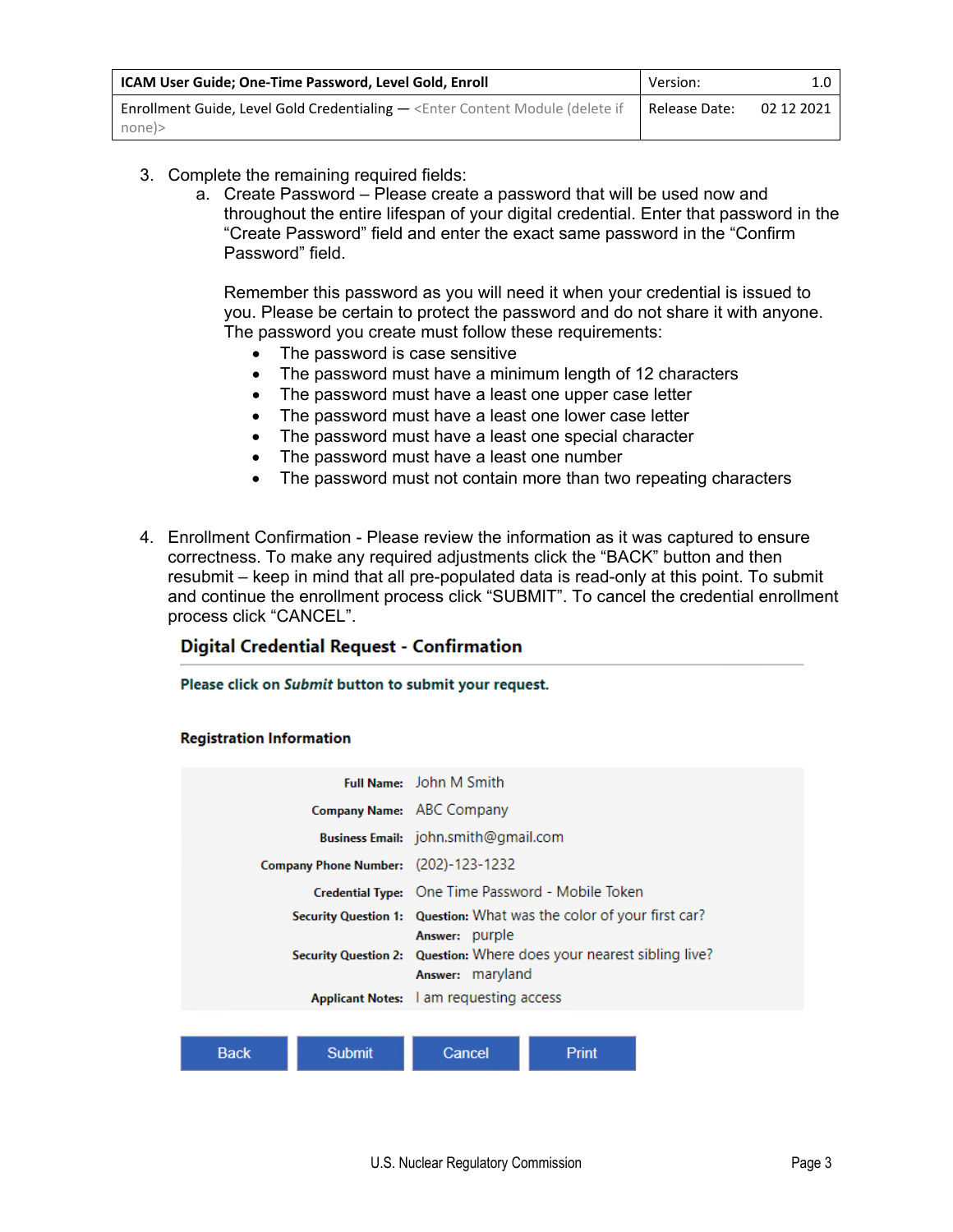3. Complete the remaining required fields:
   a. Create Password – Please create a password that will be used now and throughout the entire lifespan of your digital credential. Enter that password in the “Create Password” field and enter the exact same password in the “Confirm Password” field.

      Remember this password as you will need it when your credential is issued to you. Please be certain to protect the password and do not share it with anyone. The password you create must follow these requirements:

      - The password is case sensitive
      - The password must have a minimum length of 12 characters
      - The password must have a least one upper case letter
      - The password must have a least one lower case letter
      - The password must have a least one special character
      - The password must have a least one number
      - The password must not contain more than two repeating characters

4. Enrollment Confirmation - Please review the information as it was captured to ensure correctness. To make any required adjustments click the “BACK” button and then resubmit – keep in mind that all pre-populated data is read-only at this point. To submit and continue the enrollment process click “SUBMIT”. To cancel the credential enrollment process click “CANCEL”.

## Digital Credential Request - Confirmation

**Please click on *Submit* button to submit your request.**

**Registration Information**

| | |
|---|---|
| **Full Name:** | John M Smith |
| **Company Name:** | ABC Company |
| **Business Email:** | john.smith@gmail.com |
| **Company Phone Number:** | (202)-123-1232 |
| **Credential Type:** | One Time Password - Mobile Token |
| **Security Question 1:** | **Question:** What was the color of your first car? **Answer:** purple |
| **Security Question 2:** | **Question:** Where does your nearest sibling live? **Answer:** maryland |
| **Applicant Notes:** | I am requesting access |

Back | Submit | Cancel | Print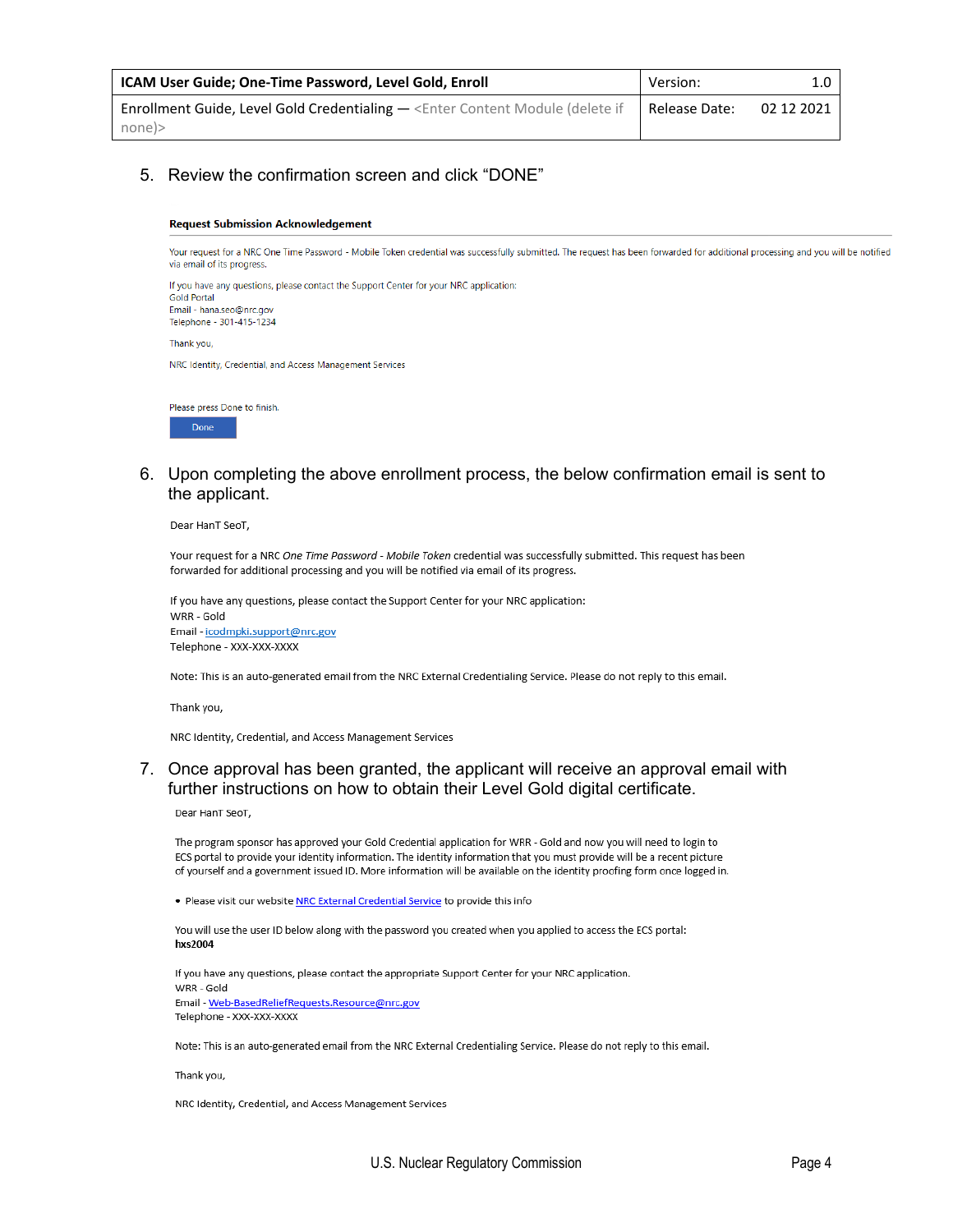5. Review the confirmation screen and click "DONE"

**Request Submission Acknowledgement**

Your request for a NRC One Time Password - Mobile Token credential was successfully submitted. The request has been forwarded for additional processing and you will be notified via email of its progress.

If you have any questions, please contact the Support Center for your NRC application:
Gold Portal
Email - hana.seo@nrc.gov
Telephone - 301-415-1234

Thank you,

NRC Identity, Credential, and Access Management Services

Please press Done to finish.

Done

6. Upon completing the above enrollment process, the below confirmation email is sent to the applicant.

Dear HanT SeoT,

Your request for a NRC *One Time Password - Mobile Token* credential was successfully submitted. This request has been forwarded for additional processing and you will be notified via email of its progress.

If you have any questions, please contact the Support Center for your NRC application:
WRR - Gold
Email - icodmpki.support@nrc.gov
Telephone - XXX-XXX-XXXX

Note: This is an auto-generated email from the NRC External Credentialing Service. Please do not reply to this email.

Thank you,

NRC Identity, Credential, and Access Management Services

7. Once approval has been granted, the applicant will receive an approval email with further instructions on how to obtain their Level Gold digital certificate.

Dear HanT SeoT,

The program sponsor has approved your Gold Credential application for WRR - Gold and now you will need to login to ECS portal to provide your identity information. The identity information that you must provide will be a recent picture of yourself and a government issued ID. More information will be available on the identity proofing form once logged in.

- Please visit our website NRC External Credential Service to provide this info

You will use the user ID below along with the password you created when you applied to access the ECS portal:
**hxs2004**

If you have any questions, please contact the appropriate Support Center for your NRC application.
WRR - Gold
Email - Web-BasedReliefRequests.Resource@nrc.gov
Telephone - XXX-XXX-XXXX

Note: This is an auto-generated email from the NRC External Credentialing Service. Please do not reply to this email.

Thank you,

NRC Identity, Credential, and Access Management Services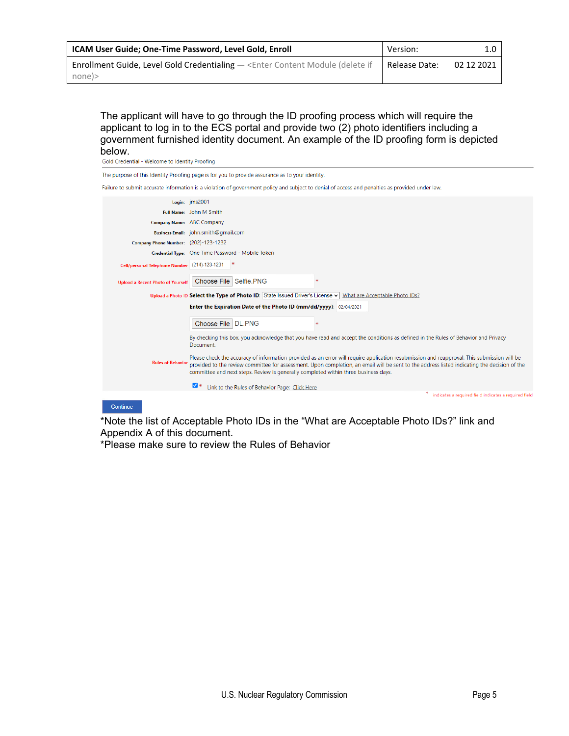The applicant will have to go through the ID proofing process which will require the applicant to log in to the ECS portal and provide two (2) photo identifiers including a government furnished identity document. An example of the ID proofing form is depicted below.

Gold Credential - Welcome to Identity Proofing

The purpose of this Identity Proofing page is for you to provide assurance as to your identity.

Failure to submit accurate information is a violation of government policy and subject to denial of access and penalties as provided under law.

| | |
|---|---|
| **Login:** | jms2001 |
| **Full Name:** | John M Smith |
| **Company Name:** | ABC Company |
| **Business Email:** | john.smith@gmail.com |
| **Company Phone Number:** | (202)-123-1232 |
| **Credential Type:** | One Time Password - Mobile Token |
| **Cell/personal Telephone Number** | (214)-123-1231 * |
| **Upload a Recent Photo of Yourself** | Choose File Selfie.PNG * |
| **Upload a Photo ID** | **Select the Type of Photo ID:** State Issued Driver's License What are Acceptable Photo IDs? |
| | **Enter the Expiration Date of the Photo ID (mm/dd/yyyy):** 02/04/2021 |
| | Choose File DL.PNG * |
| **Rules of Behavior** | By checking this box, you acknowledge that you have read and accept the conditions as defined in the Rules of Behavior and Privacy Document. Please check the accuracy of information provided as an error will require application resubmission and reapproval. This submission will be provided to the review committee for assessment. Upon completion, an email will be sent to the address listed indicating the decision of the committee and next steps. Review is generally completed within three business days. |
| | ☑ * Link to the Rules of Behavior Page: Click Here |

* indicates a required field indicates a required field

Continue

*Note the list of Acceptable Photo IDs in the “What are Acceptable Photo IDs?” link and Appendix A of this document.

*Please make sure to review the Rules of Behavior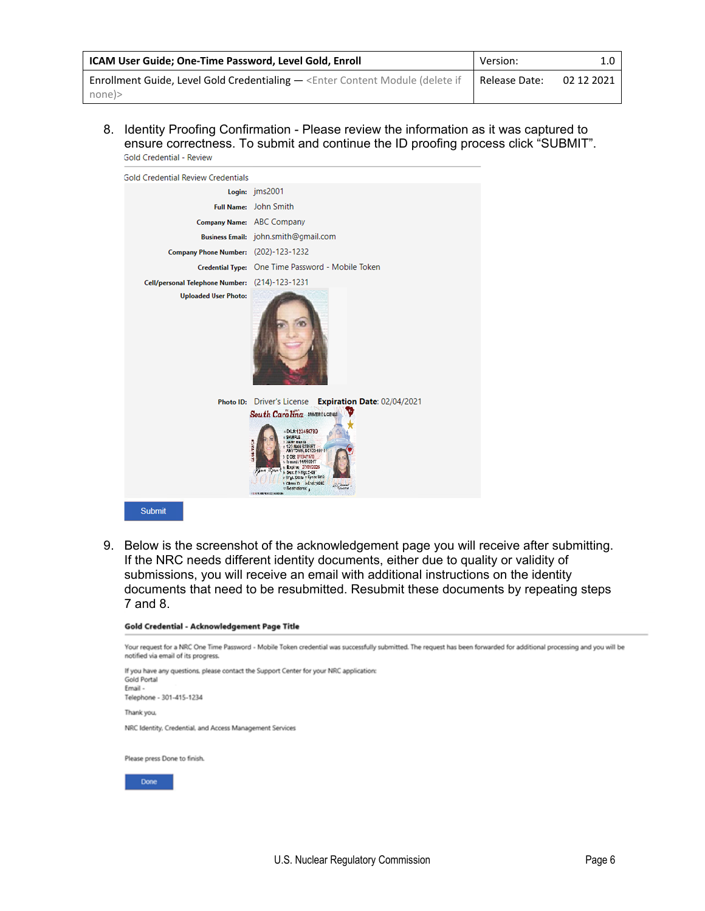8. Identity Proofing Confirmation - Please review the information as it was captured to ensure correctness. To submit and continue the ID proofing process click “SUBMIT”.

Gold Credential - Review

Gold Credential Review Credentials

**Login:** jms2001

**Full Name:** John Smith

**Company Name:** ABC Company

**Business Email:** john.smith@gmail.com

**Company Phone Number:** (202)-123-1232

**Credential Type:** One Time Password - Mobile Token

**Cell/personal Telephone Number:** (214)-123-1231

**Uploaded User Photo:**

**Photo ID:** Driver's License **Expiration Date**: 02/04/2021

Submit

9. Below is the screenshot of the acknowledgement page you will receive after submitting. If the NRC needs different identity documents, either due to quality or validity of submissions, you will receive an email with additional instructions on the identity documents that need to be resubmitted. Resubmit these documents by repeating steps 7 and 8.

**Gold Credential - Acknowledgement Page Title**

Your request for a NRC One Time Password - Mobile Token credential was successfully submitted. The request has been forwarded for additional processing and you will be notified via email of its progress.

If you have any questions, please contact the Support Center for your NRC application:
Gold Portal
Email -
Telephone - 301-415-1234

Thank you.

NRC Identity, Credential, and Access Management Services

Please press Done to finish.

Done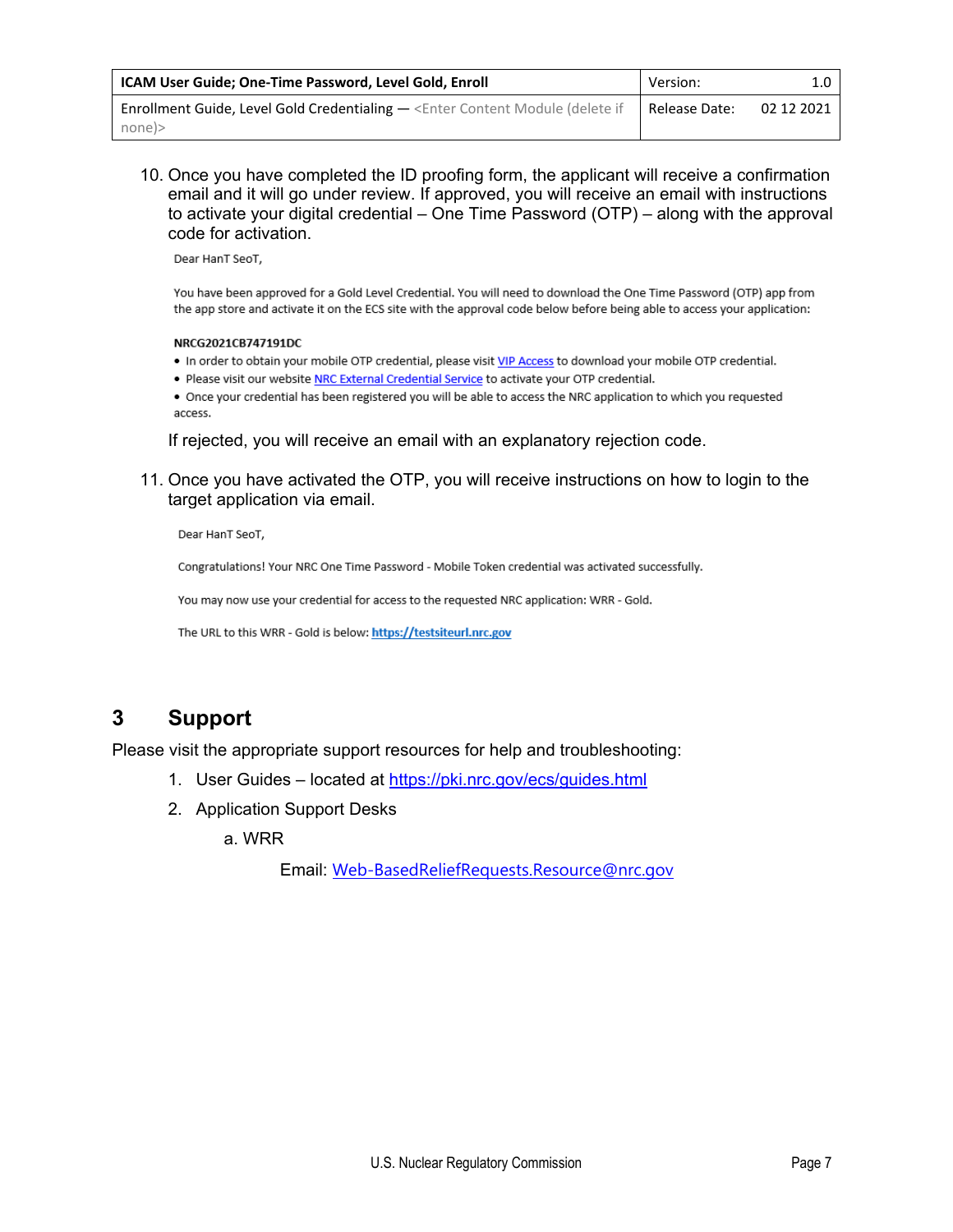10. Once you have completed the ID proofing form, the applicant will receive a confirmation email and it will go under review. If approved, you will receive an email with instructions to activate your digital credential – One Time Password (OTP) – along with the approval code for activation.

    Dear HanT SeoT,

    You have been approved for a Gold Level Credential. You will need to download the One Time Password (OTP) app from the app store and activate it on the ECS site with the approval code below before being able to access your application:

    **NRCG2021CB747191DC**

    - In order to obtain your mobile OTP credential, please visit VIP Access to download your mobile OTP credential.
    - Please visit our website NRC External Credential Service to activate your OTP credential.
    - Once your credential has been registered you will be able to access the NRC application to which you requested access.

    If rejected, you will receive an email with an explanatory rejection code.

11. Once you have activated the OTP, you will receive instructions on how to login to the target application via email.

    Dear HanT SeoT,

    Congratulations! Your NRC One Time Password - Mobile Token credential was activated successfully.

    You may now use your credential for access to the requested NRC application: WRR - Gold.

    The URL to this WRR - Gold is below: **https://testsiteurl.nrc.gov**

# 3 Support

Please visit the appropriate support resources for help and troubleshooting:

1. User Guides – located at https://pki.nrc.gov/ecs/guides.html
2. Application Support Desks
   a. WRR

      Email: Web-BasedReliefRequests.Resource@nrc.gov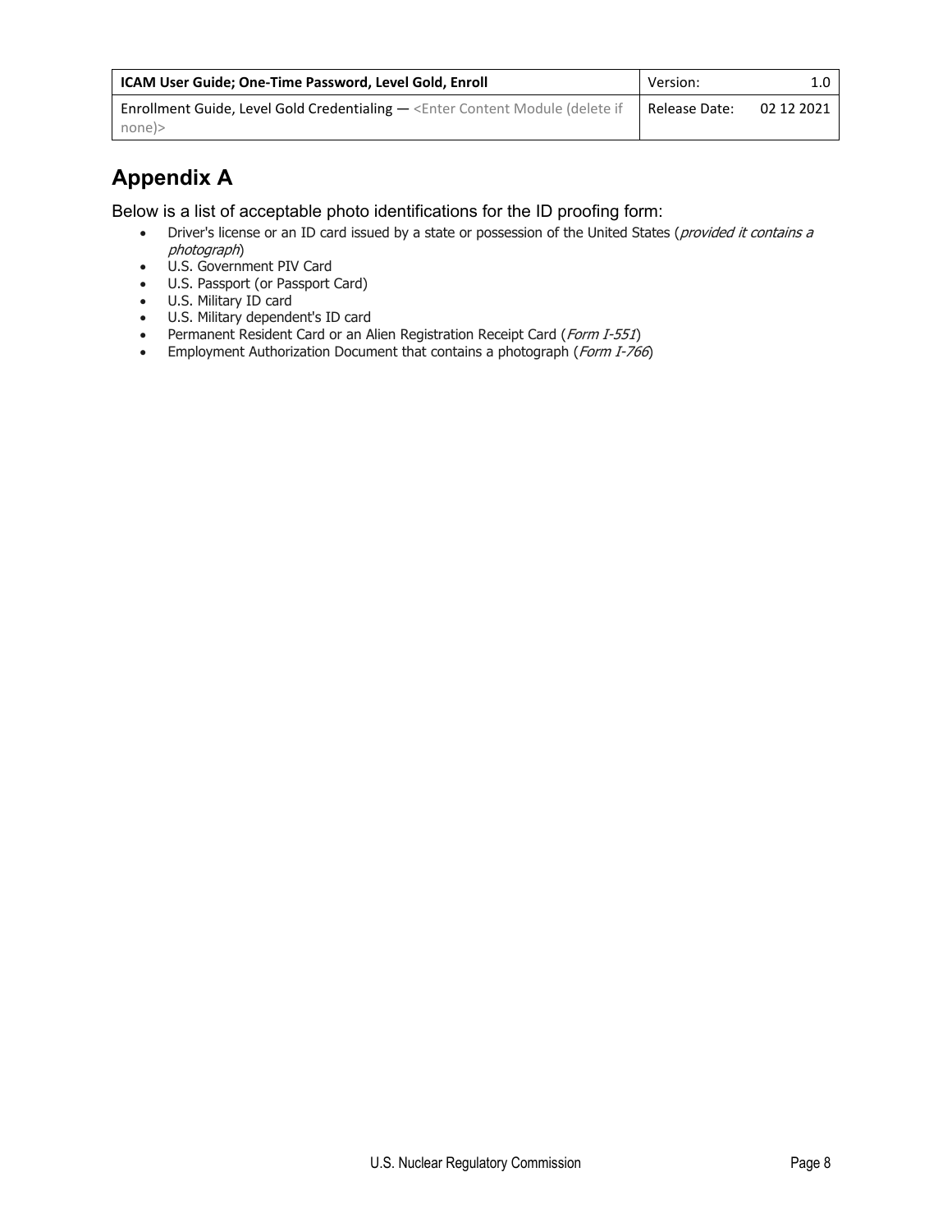## Appendix A

Below is a list of acceptable photo identifications for the ID proofing form:

- Driver's license or an ID card issued by a state or possession of the United States (*provided it contains a photograph*)
- U.S. Government PIV Card
- U.S. Passport (or Passport Card)
- U.S. Military ID card
- U.S. Military dependent's ID card
- Permanent Resident Card or an Alien Registration Receipt Card (*Form I-551*)
- Employment Authorization Document that contains a photograph (*Form I-766*)